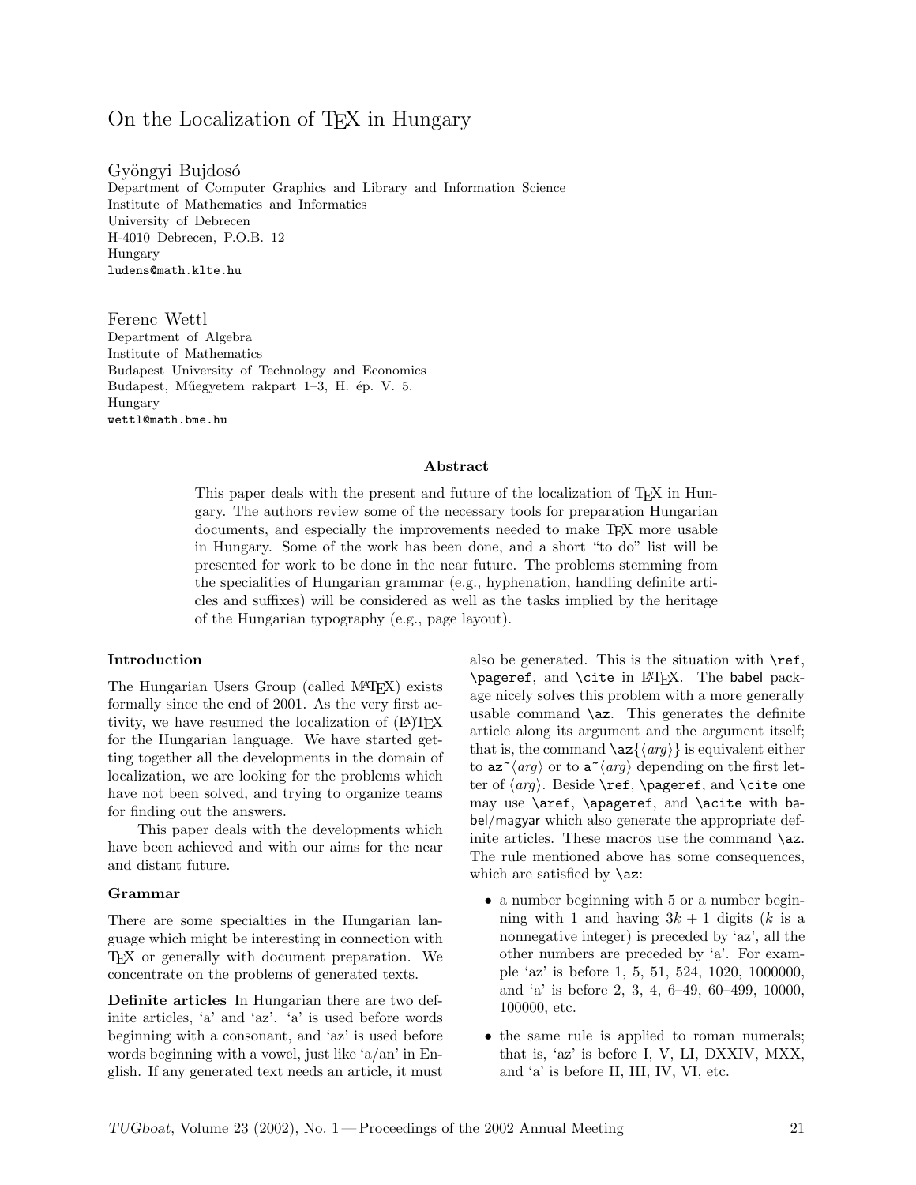# On the Localization of TEX in Hungary

Gyöngyi Bujdosó
Department of Computer Graphics and Library and Information Science
Institute of Mathematics and Informatics
University of Debrecen
H-4010 Debrecen, P.O.B. 12
Hungary
ludens@math.klte.hu

Ferenc Wettl
Department of Algebra
Institute of Mathematics
Budapest University of Technology and Economics
Budapest, Műegyetem rakpart 1–3, H. ép. V. 5.
Hungary
wettl@math.bme.hu

### Abstract

This paper deals with the present and future of the localization of TEX in Hungary. The authors review some of the necessary tools for preparation Hungarian documents, and especially the improvements needed to make TEX more usable in Hungary. Some of the work has been done, and a short "to do" list will be presented for work to be done in the near future. The problems stemming from the specialities of Hungarian grammar (e.g., hyphenation, handling definite articles and suffixes) will be considered as well as the tasks implied by the heritage of the Hungarian typography (e.g., page layout).

## Introduction

The Hungarian Users Group (called MATEX) exists formally since the end of 2001. As the very first activity, we have resumed the localization of (LA)TEX for the Hungarian language. We have started getting together all the developments in the domain of localization, we are looking for the problems which have not been solved, and trying to organize teams for finding out the answers.

This paper deals with the developments which have been achieved and with our aims for the near and distant future.

## Grammar

There are some specialties in the Hungarian language which might be interesting in connection with TEX or generally with document preparation. We concentrate on the problems of generated texts.

**Definite articles** In Hungarian there are two definite articles, 'a' and 'az'. 'a' is used before words beginning with a consonant, and 'az' is used before words beginning with a vowel, just like 'a/an' in English. If any generated text needs an article, it must also be generated. This is the situation with `\ref`, `\pageref`, and `\cite` in LATEX. The babel package nicely solves this problem with a more generally usable command `\az`. This generates the definite article along its argument and the argument itself; that is, the command `\az{`⟨*arg*⟩`}` is equivalent either to `az~`⟨*arg*⟩ or to `a~`⟨*arg*⟩ depending on the first letter of ⟨*arg*⟩. Beside `\ref`, `\pageref`, and `\cite` one may use `\aref`, `\apageref`, and `\acite` with babel/magyar which also generate the appropriate definite articles. These macros use the command `\az`. The rule mentioned above has some consequences, which are satisfied by `\az`:

- a number beginning with 5 or a number beginning with 1 and having $3k + 1$ digits ($k$ is a nonnegative integer) is preceded by 'az', all the other numbers are preceded by 'a'. For example 'az' is before 1, 5, 51, 524, 1020, 1000000, and 'a' is before 2, 3, 4, 6–49, 60–499, 10000, 100000, etc.
- the same rule is applied to roman numerals; that is, 'az' is before I, V, LI, DXXIV, MXX, and 'a' is before II, III, IV, VI, etc.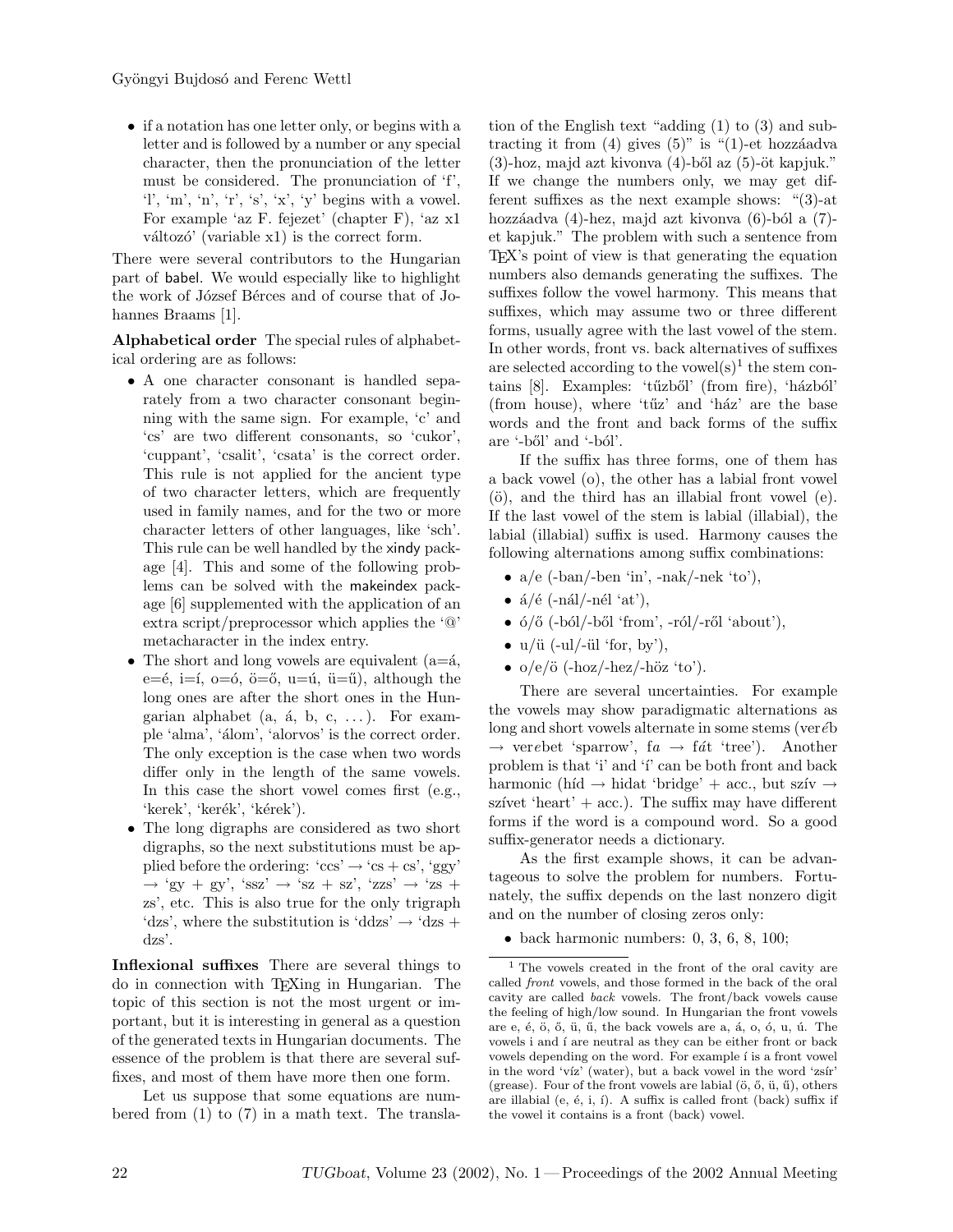- if a notation has one letter only, or begins with a letter and is followed by a number or any special character, then the pronunciation of the letter must be considered. The pronunciation of 'f', 'l', 'm', 'n', 'r', 's', 'x', 'y' begins with a vowel. For example 'az F. fejezet' (chapter F), 'az x1 változó' (variable x1) is the correct form.

There were several contributors to the Hungarian part of babel. We would especially like to highlight the work of József Bérces and of course that of Johannes Braams [1].

**Alphabetical order** The special rules of alphabetical ordering are as follows:

- A one character consonant is handled separately from a two character consonant beginning with the same sign. For example, 'c' and 'cs' are two different consonants, so 'cukor', 'cuppant', 'csalit', 'csata' is the correct order. This rule is not applied for the ancient type of two character letters, which are frequently used in family names, and for the two or more character letters of other languages, like 'sch'. This rule can be well handled by the xindy package [4]. This and some of the following problems can be solved with the makeindex package [6] supplemented with the application of an extra script/preprocessor which applies the '@' metacharacter in the index entry.
- The short and long vowels are equivalent (a=á, e=é, i=í, o=ó, ö=ő, u=ú, ü=ű), although the long ones are after the short ones in the Hungarian alphabet (a, á, b, c, ...). For example 'alma', 'álom', 'alorvos' is the correct order. The only exception is the case when two words differ only in the length of the same vowels. In this case the short vowel comes first (e.g., 'kerek', 'kerék', 'kérek').
- The long digraphs are considered as two short digraphs, so the next substitutions must be applied before the ordering: 'ccs' → 'cs + cs', 'ggy' → 'gy + gy', 'ssz' → 'sz + sz', 'zzs' → 'zs + zs', etc. This is also true for the only trigraph 'dzs', where the substitution is 'ddzs' → 'dzs + dzs'.

**Inflexional suffixes** There are several things to do in connection with TEXing in Hungarian. The topic of this section is not the most urgent or important, but it is interesting in general as a question of the generated texts in Hungarian documents. The essence of the problem is that there are several suffixes, and most of them have more then one form.

Let us suppose that some equations are numbered from (1) to (7) in a math text. The translation of the English text "adding (1) to (3) and subtracting it from (4) gives (5)" is "(1)-et hozzáadva (3)-hoz, majd azt kivonva (4)-ből az (5)-öt kapjuk." If we change the numbers only, we may get different suffixes as the next example shows: "(3)-at hozzáadva (4)-hez, majd azt kivonva (6)-ból a (7)-et kapjuk." The problem with such a sentence from TEX's point of view is that generating the equation numbers also demands generating the suffixes. The suffixes follow the vowel harmony. This means that suffixes, which may assume two or three different forms, usually agree with the last vowel of the stem. In other words, front vs. back alternatives of suffixes are selected according to the vowel(s)[1] the stem contains [8]. Examples: 'tűzből' (from fire), 'házból' (from house), where 'tűz' and 'ház' are the base words and the front and back forms of the suffix are '-ből' and '-ból'.

If the suffix has three forms, one of them has a back vowel (o), the other has a labial front vowel (ö), and the third has an illabial front vowel (e). If the last vowel of the stem is labial (illabial), the labial (illabial) suffix is used. Harmony causes the following alternations among suffix combinations:

- a/e (-ban/-ben 'in', -nak/-nek 'to'),
- á/é (-nál/-nél 'at'),
- ó/ő (-ból/-ből 'from', -ról/-ről 'about'),
- u/ü (-ul/-ül 'for, by'),
- o/e/ö (-hoz/-hez/-höz 'to').

There are several uncertainties. For example the vowels may show paradigmatic alternations as long and short vowels alternate in some stems (ver*é*b → ver*e*bet 'sparrow', f*a* → f*á*t 'tree'). Another problem is that 'i' and 'í' can be both front and back harmonic (híd → hidat 'bridge' + acc., but szív → szívet 'heart' + acc.). The suffix may have different forms if the word is a compound word. So a good suffix-generator needs a dictionary.

As the first example shows, it can be advantageous to solve the problem for numbers. Fortunately, the suffix depends on the last nonzero digit and on the number of closing zeros only:

- back harmonic numbers: 0, 3, 6, 8, 100;

[1] The vowels created in the front of the oral cavity are called *front* vowels, and those formed in the back of the oral cavity are called *back* vowels. The front/back vowels cause the feeling of high/low sound. In Hungarian the front vowels are e, é, ö, ő, ü, ű, the back vowels are a, á, o, ó, u, ú. The vowels i and í are neutral as they can be either front or back vowels depending on the word. For example í is a front vowel in the word 'víz' (water), but a back vowel in the word 'zsír' (grease). Four of the front vowels are labial (ö, ő, ü, ű), others are illabial (e, é, i, í). A suffix is called front (back) suffix if the vowel it contains is a front (back) vowel.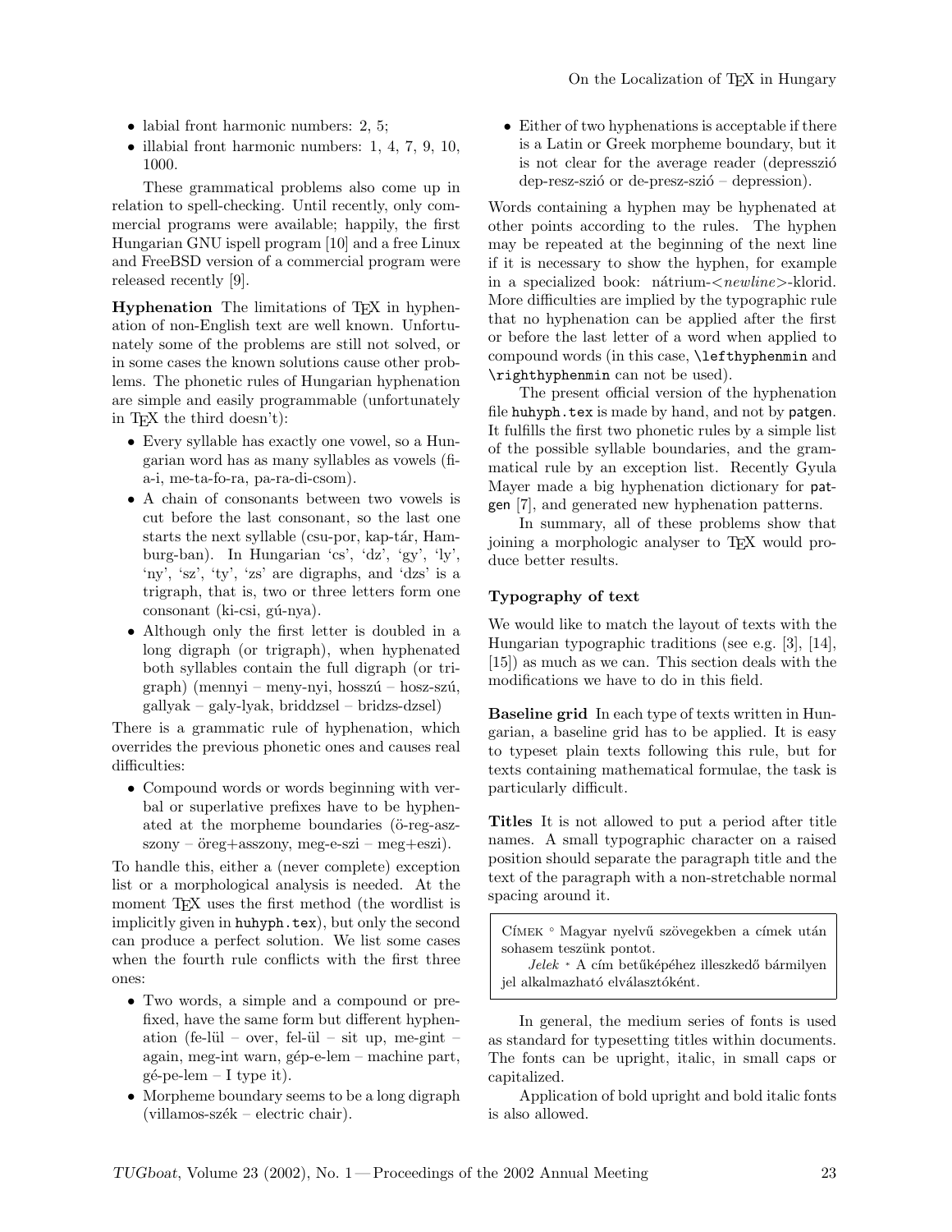- labial front harmonic numbers: 2, 5;
- illabial front harmonic numbers: 1, 4, 7, 9, 10, 1000.

These grammatical problems also come up in relation to spell-checking. Until recently, only commercial programs were available; happily, the first Hungarian GNU ispell program [10] and a free Linux and FreeBSD version of a commercial program were released recently [9].

**Hyphenation** The limitations of TEX in hyphenation of non-English text are well known. Unfortunately some of the problems are still not solved, or in some cases the known solutions cause other problems. The phonetic rules of Hungarian hyphenation are simple and easily programmable (unfortunately in TEX the third doesn't):

- Every syllable has exactly one vowel, so a Hungarian word has as many syllables as vowels (fi-a-i, me-ta-fo-ra, pa-ra-di-csom).
- A chain of consonants between two vowels is cut before the last consonant, so the last one starts the next syllable (csu-por, kap-tár, Ham-burg-ban). In Hungarian 'cs', 'dz', 'gy', 'ly', 'ny', 'sz', 'ty', 'zs' are digraphs, and 'dzs' is a trigraph, that is, two or three letters form one consonant (ki-csi, gú-nya).
- Although only the first letter is doubled in a long digraph (or trigraph), when hyphenated both syllables contain the full digraph (or trigraph) (mennyi – meny-nyi, hosszú – hosz-szú, gallyak – galy-lyak, briddzsel – bridzs-dzsel)

There is a grammatic rule of hyphenation, which overrides the previous phonetic ones and causes real difficulties:

- Compound words or words beginning with verbal or superlative prefixes have to be hyphenated at the morpheme boundaries (ö-reg-asz-szony – öreg+asszony, meg-e-szi – meg+eszi).

To handle this, either a (never complete) exception list or a morphological analysis is needed. At the moment TEX uses the first method (the wordlist is implicitly given in `huhyph.tex`), but only the second can produce a perfect solution. We list some cases when the fourth rule conflicts with the first three ones:

- Two words, a simple and a compound or prefixed, have the same form but different hyphenation (fe-lül – over, fel-ül – sit up, me-gint – again, meg-int warn, gép-e-lem – machine part, gé-pe-lem – I type it).
- Morpheme boundary seems to be a long digraph (villamos-szék – electric chair).
- Either of two hyphenations is acceptable if there is a Latin or Greek morpheme boundary, but it is not clear for the average reader (depresszió dep-resz-szió or de-presz-szió – depression).

Words containing a hyphen may be hyphenated at other points according to the rules. The hyphen may be repeated at the beginning of the next line if it is necessary to show the hyphen, for example in a specialized book: nátrium-<*newline*>-klorid. More difficulties are implied by the typographic rule that no hyphenation can be applied after the first or before the last letter of a word when applied to compound words (in this case, `\lefthyphenmin` and `\righthyphenmin` can not be used).

The present official version of the hyphenation file `huhyph.tex` is made by hand, and not by `patgen`. It fulfills the first two phonetic rules by a simple list of the possible syllable boundaries, and the grammatical rule by an exception list. Recently Gyula Mayer made a big hyphenation dictionary for `patgen` [7], and generated new hyphenation patterns.

In summary, all of these problems show that joining a morphologic analyser to TEX would produce better results.

### Typography of text

We would like to match the layout of texts with the Hungarian typographic traditions (see e.g. [3], [14], [15]) as much as we can. This section deals with the modifications we have to do in this field.

**Baseline grid** In each type of texts written in Hungarian, a baseline grid has to be applied. It is easy to typeset plain texts following this rule, but for texts containing mathematical formulae, the task is particularly difficult.

**Titles** It is not allowed to put a period after title names. A small typographic character on a raised position should separate the paragraph title and the text of the paragraph with a non-stretchable normal spacing around it.

> CÍMEK ◦ Magyar nyelvű szövegekben a címek után sohasem teszünk pontot.
>
> *Jelek* ∗ A cím betűképéhez illeszkedő bármilyen jel alkalmazható elválasztóként.

In general, the medium series of fonts is used as standard for typesetting titles within documents. The fonts can be upright, italic, in small caps or capitalized.

Application of bold upright and bold italic fonts is also allowed.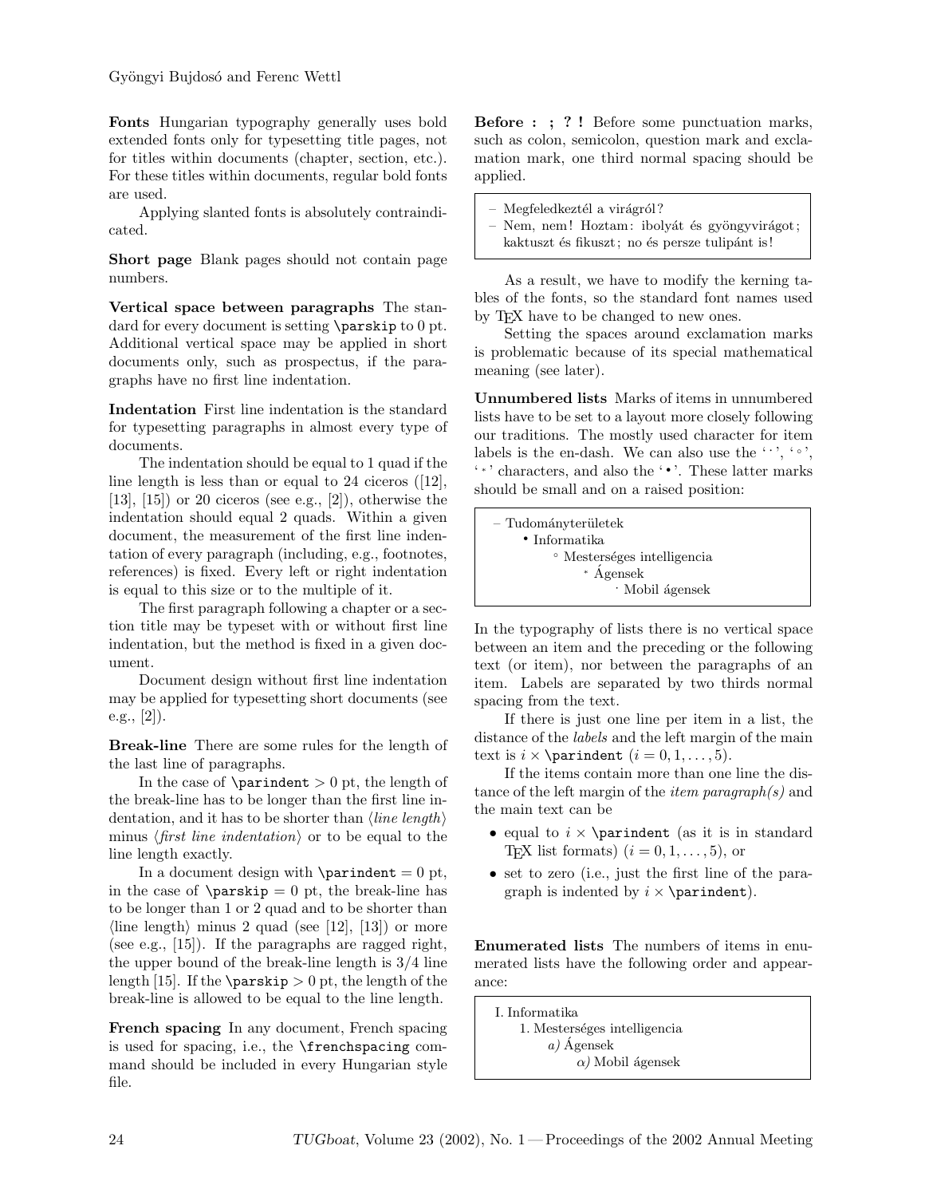**Fonts** Hungarian typography generally uses bold extended fonts only for typesetting title pages, not for titles within documents (chapter, section, etc.). For these titles within documents, regular bold fonts are used.

Applying slanted fonts is absolutely contraindicated.

**Short page** Blank pages should not contain page numbers.

**Vertical space between paragraphs** The standard for every document is setting `\parskip` to 0 pt. Additional vertical space may be applied in short documents only, such as prospectus, if the paragraphs have no first line indentation.

**Indentation** First line indentation is the standard for typesetting paragraphs in almost every type of documents.

The indentation should be equal to 1 quad if the line length is less than or equal to 24 ciceros ([12], [13], [15]) or 20 ciceros (see e.g., [2]), otherwise the indentation should equal 2 quads. Within a given document, the measurement of the first line indentation of every paragraph (including, e.g., footnotes, references) is fixed. Every left or right indentation is equal to this size or to the multiple of it.

The first paragraph following a chapter or a section title may be typeset with or without first line indentation, but the method is fixed in a given document.

Document design without first line indentation may be applied for typesetting short documents (see e.g., [2]).

**Break-line** There are some rules for the length of the last line of paragraphs.

In the case of `\parindent` > 0 pt, the length of the break-line has to be longer than the first line indentation, and it has to be shorter than ⟨*line length*⟩ minus ⟨*first line indentation*⟩ or to be equal to the line length exactly.

In a document design with `\parindent` = 0 pt, in the case of `\parskip` = 0 pt, the break-line has to be longer than 1 or 2 quad and to be shorter than ⟨line length⟩ minus 2 quad (see [12], [13]) or more (see e.g., [15]). If the paragraphs are ragged right, the upper bound of the break-line length is 3/4 line length [15]. If the `\parskip` > 0 pt, the length of the break-line is allowed to be equal to the line length.

**French spacing** In any document, French spacing is used for spacing, i.e., the `\frenchspacing` command should be included in every Hungarian style file.

**Before : ; ? !** Before some punctuation marks, such as colon, semicolon, question mark and exclamation mark, one third normal spacing should be applied.

> – Megfeledkeztél a virágról?
> – Nem, nem! Hoztam: ibolyát és gyöngyvirágot; kaktuszt és fikuszt; no és persze tulipánt is!

As a result, we have to modify the kerning tables of the fonts, so the standard font names used by TEX have to be changed to new ones.

Setting the spaces around exclamation marks is problematic because of its special mathematical meaning (see later).

**Unnumbered lists** Marks of items in unnumbered lists have to be set to a layout more closely following our traditions. The mostly used character for item labels is the en-dash. We can also use the '·', '◦', '*' characters, and also the '•'. These latter marks should be small and on a raised position:

> – Tudományterületek
>   • Informatika
>     ◦ Mesterséges intelligencia
>       * Ágensek
>         · Mobil ágensek

In the typography of lists there is no vertical space between an item and the preceding or the following text (or item), nor between the paragraphs of an item. Labels are separated by two thirds normal spacing from the text.

If there is just one line per item in a list, the distance of the *labels* and the left margin of the main text is $i \times$ `\parindent` ($i = 0, 1, \ldots, 5$).

If the items contain more than one line the distance of the left margin of the *item paragraph(s)* and the main text can be

- equal to $i \times$ `\parindent` (as it is in standard TEX list formats) ($i = 0, 1, \ldots, 5$), or
- set to zero (i.e., just the first line of the paragraph is indented by $i \times$ `\parindent`).

**Enumerated lists** The numbers of items in enumerated lists have the following order and appearance:

> I. Informatika
>   1. Mesterséges intelligencia
>     *a)* Ágensek
>       *α)* Mobil ágensek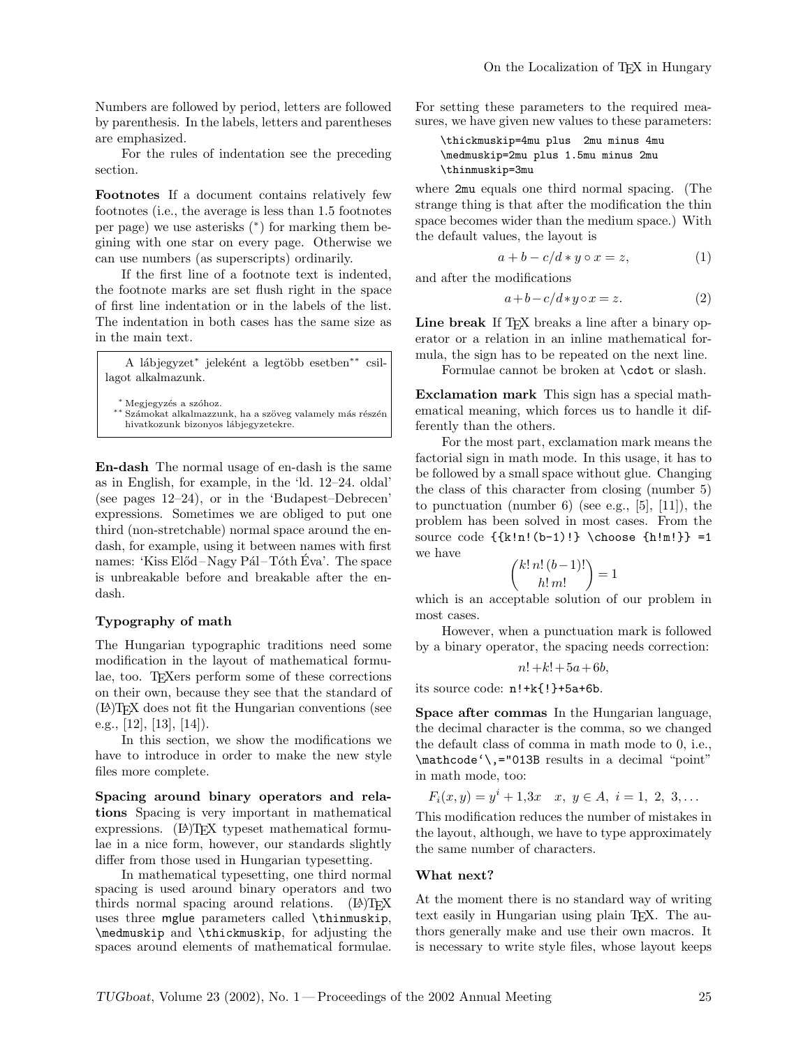Numbers are followed by period, letters are followed by parenthesis. In the labels, letters and parentheses are emphasized.

For the rules of indentation see the preceding section.

**Footnotes** If a document contains relatively few footnotes (i.e., the average is less than 1.5 footnotes per page) we use asterisks (*) for marking them begining with one star on every page. Otherwise we can use numbers (as superscripts) ordinarily.

If the first line of a footnote text is indented, the footnote marks are set flush right in the space of first line indentation or in the labels of the list. The indentation in both cases has the same size as in the main text.

> A lábjegyzet* jeleként a legtöbb esetben** csillagot alkalmazunk.
>
> * Megjegyzés a szóhoz.
> ** Számokat alkalmazzunk, ha a szöveg valamely más részén hivatkozunk bizonyos lábjegyzetekre.

**En-dash** The normal usage of en-dash is the same as in English, for example, in the 'ld. 12–24. oldal' (see pages 12–24), or in the 'Budapest–Debrecen' expressions. Sometimes we are obliged to put one third (non-stretchable) normal space around the en-dash, for example, using it between names with first names: 'Kiss Előd – Nagy Pál – Tóth Éva'. The space is unbreakable before and breakable after the en-dash.

### Typography of math

The Hungarian typographic traditions need some modification in the layout of mathematical formulae, too. TEXers perform some of these corrections on their own, because they see that the standard of (LA)TEX does not fit the Hungarian conventions (see e.g., [12], [13], [14]).

In this section, we show the modifications we have to introduce in order to make the new style files more complete.

**Spacing around binary operators and relations** Spacing is very important in mathematical expressions. (LA)TEX typeset mathematical formulae in a nice form, however, our standards slightly differ from those used in Hungarian typesetting.

In mathematical typesetting, one third normal spacing is used around binary operators and two thirds normal spacing around relations. (LA)TEX uses three `mglue` parameters called `\thinmuskip`, `\medmuskip` and `\thickmuskip`, for adjusting the spaces around elements of mathematical formulae. For setting these parameters to the required measures, we have given new values to these parameters:

```
\thickmuskip=4mu plus  2mu minus 4mu
\medmuskip=2mu plus 1.5mu minus 2mu
\thinmuskip=3mu
```

where `2mu` equals one third normal spacing. (The strange thing is that after the modification the thin space becomes wider than the medium space.) With the default values, the layout is

$$a + b - c/d * y \circ x = z, \tag{1}$$

and after the modifications

$$a{+}b{-}c/d{*}y{\circ}x{=}z. \tag{2}$$

**Line break** If TEX breaks a line after a binary operator or a relation in an inline mathematical formula, the sign has to be repeated on the next line.

Formulae cannot be broken at `\cdot` or slash.

**Exclamation mark** This sign has a special mathematical meaning, which forces us to handle it differently than the others.

For the most part, exclamation mark means the factorial sign in math mode. In this usage, it has to be followed by a small space without glue. Changing the class of this character from closing (number 5) to punctuation (number 6) (see e.g., [5], [11]), the problem has been solved in most cases. From the source code `{{k!n!(b-1)!} \choose {h!m!}} =1` we have

$$\binom{k!\,n!\,(b-1)!}{h!\,m!} = 1$$

which is an acceptable solution of our problem in most cases.

However, when a punctuation mark is followed by a binary operator, the spacing needs correction:

$$n!+k!+5a+6b,$$

its source code: `n!+k{!}+5a+6b`.

**Space after commas** In the Hungarian language, the decimal character is the comma, so we changed the default class of comma in math mode to 0, i.e., `\mathcode`\,="013B` results in a decimal "point" in math mode, too:

$$F_i(x,y) = y^i + 1{,}3x \quad x,\ y \in A,\ i = 1,\ 2,\ 3,\ldots$$

This modification reduces the number of mistakes in the layout, although, we have to type approximately the same number of characters.

### What next?

At the moment there is no standard way of writing text easily in Hungarian using plain TEX. The authors generally make and use their own macros. It is necessary to write style files, whose layout keeps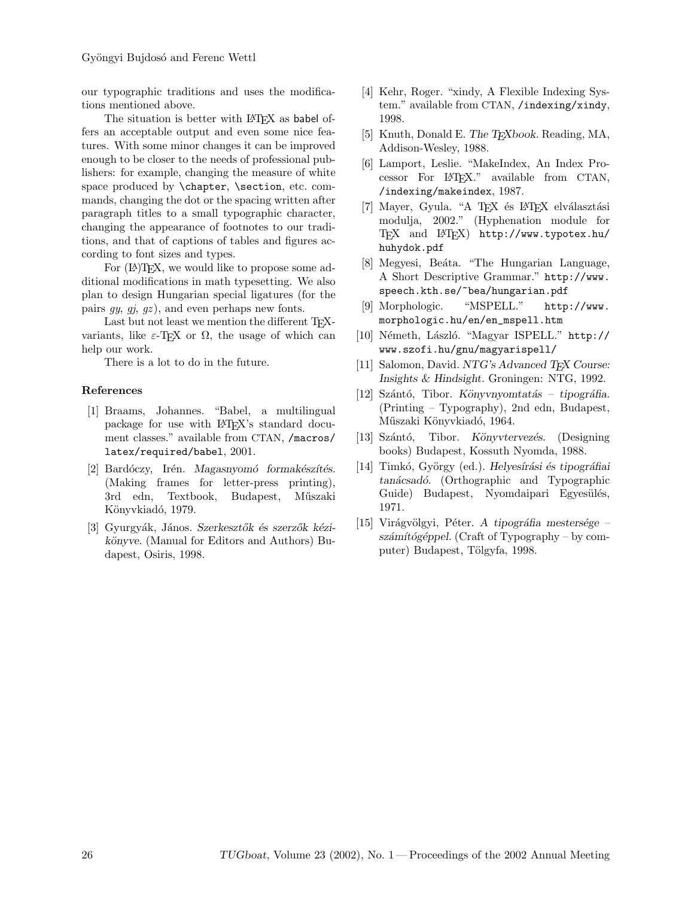our typographic traditions and uses the modifications mentioned above.

The situation is better with LaTeX as babel offers an acceptable output and even some nice features. With some minor changes it can be improved enough to be closer to the needs of professional publishers: for example, changing the measure of white space produced by `\chapter`, `\section`, etc. commands, changing the dot or the spacing written after paragraph titles to a small typographic character, changing the appearance of footnotes to our traditions, and that of captions of tables and figures according to font sizes and types.

For (LA)TeX, we would like to propose some additional modifications in math typesetting. We also plan to design Hungarian special ligatures (for the pairs *gy*, *gj*, *gz*), and even perhaps new fonts.

Last but not least we mention the different TeX-variants, like $\varepsilon$-TeX or $\Omega$, the usage of which can help our work.

There is a lot to do in the future.

### References

[1] Braams, Johannes. "Babel, a multilingual package for use with LaTeX's standard document classes." available from CTAN, `/macros/latex/required/babel`, 2001.

[2] Bardóczy, Irén. *Magasnyomó formakészítés.* (Making frames for letter-press printing), 3rd edn, Textbook, Budapest, Műszaki Könyvkiadó, 1979.

[3] Gyurgyák, János. *Szerkesztők és szerzők kézikönyve.* (Manual for Editors and Authors) Budapest, Osiris, 1998.

[4] Kehr, Roger. "xindy, A Flexible Indexing System." available from CTAN, `/indexing/xindy`, 1998.

[5] Knuth, Donald E. *The TeXbook.* Reading, MA, Addison-Wesley, 1988.

[6] Lamport, Leslie. "MakeIndex, An Index Processor For LaTeX." available from CTAN, `/indexing/makeindex`, 1987.

[7] Mayer, Gyula. "A TeX és LaTeX elválasztási modulja, 2002." (Hyphenation module for TeX and LaTeX) `http://www.typotex.hu/huhydok.pdf`

[8] Megyesi, Beáta. "The Hungarian Language, A Short Descriptive Grammar." `http://www.speech.kth.se/~bea/hungarian.pdf`

[9] Morphologic. "MSPELL." `http://www.morphologic.hu/en/en_mspell.htm`

[10] Németh, László. "Magyar ISPELL." `http://www.szofi.hu/gnu/magyarispell/`

[11] Salomon, David. *NTG's Advanced TeX Course: Insights & Hindsight.* Groningen: NTG, 1992.

[12] Szántó, Tibor. *Könyvnyomtatás – tipográfia.* (Printing – Typography), 2nd edn, Budapest, Műszaki Könyvkiadó, 1964.

[13] Szántó, Tibor. *Könyvtervezés.* (Designing books) Budapest, Kossuth Nyomda, 1988.

[14] Timkó, György (ed.). *Helyesírási és tipográfiai tanácsadó.* (Orthographic and Typographic Guide) Budapest, Nyomdaipari Egyesülés, 1971.

[15] Virágvölgyi, Péter. *A tipográfia mestersége – számítógéppel.* (Craft of Typography – by computer) Budapest, Tölgyfa, 1998.